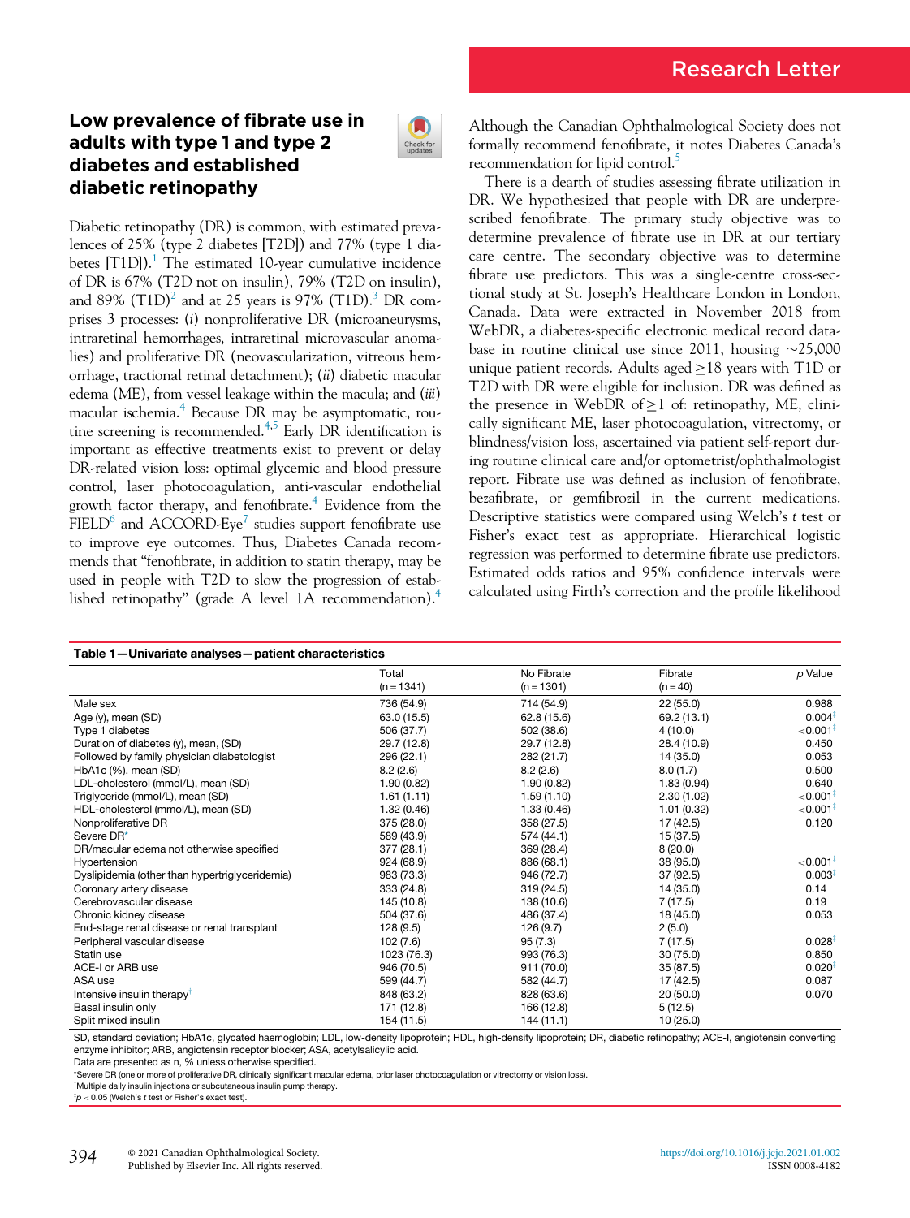Research Letter

# Low prevalence of fibrate use in adults with type 1 and type 2 diabetes and established diabetic retinopathy

Diabetic retinopathy (DR) is common, with estimated prevalences of 25% (type 2 diabetes [T2D]) and 77% (type 1 diabetes [T1D]).[1] The estimated 10-year cumulative incidence of DR is 67% (T2D not on insulin), 79% (T2D on insulin), and 89% (T1D)[2] and at 25 years is 97% (T1D).[3] DR comprises 3 processes: (*i*) nonproliferative DR (microaneurysms, intraretinal hemorrhages, intraretinal microvascular anomalies) and proliferative DR (neovascularization, vitreous hemorrhage, tractional retinal detachment); (*ii*) diabetic macular edema (ME), from vessel leakage within the macula; and (*iii*) macular ischemia.[4] Because DR may be asymptomatic, routine screening is recommended.[4,5] Early DR identification is important as effective treatments exist to prevent or delay DR-related vision loss: optimal glycemic and blood pressure control, laser photocoagulation, anti-vascular endothelial growth factor therapy, and fenofibrate.[4] Evidence from the FIELD[6] and ACCORD-Eye[7] studies support fenofibrate use to improve eye outcomes. Thus, Diabetes Canada recommends that "fenofibrate, in addition to statin therapy, may be used in people with T2D to slow the progression of established retinopathy" (grade A level 1A recommendation).[4] Although the Canadian Ophthalmological Society does not formally recommend fenofibrate, it notes Diabetes Canada's recommendation for lipid control.[5]

There is a dearth of studies assessing fibrate utilization in DR. We hypothesized that people with DR are underprescribed fenofibrate. The primary study objective was to determine prevalence of fibrate use in DR at our tertiary care centre. The secondary objective was to determine fibrate use predictors. This was a single-centre cross-sectional study at St. Joseph's Healthcare London in London, Canada. Data were extracted in November 2018 from WebDR, a diabetes-specific electronic medical record database in routine clinical use since 2011, housing ~25,000 unique patient records. Adults aged ≥18 years with T1D or T2D with DR were eligible for inclusion. DR was defined as the presence in WebDR of ≥1 of: retinopathy, ME, clinically significant ME, laser photocoagulation, vitrectomy, or blindness/vision loss, ascertained via patient self-report during routine clinical care and/or optometrist/ophthalmologist report. Fibrate use was defined as inclusion of fenofibrate, bezafibrate, or gemfibrozil in the current medications. Descriptive statistics were compared using Welch's *t* test or Fisher's exact test as appropriate. Hierarchical logistic regression was performed to determine fibrate use predictors. Estimated odds ratios and 95% confidence intervals were calculated using Firth's correction and the profile likelihood

**Table 1—Univariate analyses—patient characteristics**

| | Total (n = 1341) | No Fibrate (n = 1301) | Fibrate (n = 40) | *p* Value |
|---|---|---|---|---|
| Male sex | 736 (54.9) | 714 (54.9) | 22 (55.0) | 0.988 |
| Age (y), mean (SD) | 63.0 (15.5) | 62.8 (15.6) | 69.2 (13.1) | 0.004‡ |
| Type 1 diabetes | 506 (37.7) | 502 (38.6) | 4 (10.0) | <0.001‡ |
| Duration of diabetes (y), mean, (SD) | 29.7 (12.8) | 29.7 (12.8) | 28.4 (10.9) | 0.450 |
| Followed by family physician diabetologist | 296 (22.1) | 282 (21.7) | 14 (35.0) | 0.053 |
| HbA1c (%), mean (SD) | 8.2 (2.6) | 8.2 (2.6) | 8.0 (1.7) | 0.500 |
| LDL-cholesterol (mmol/L), mean (SD) | 1.90 (0.82) | 1.90 (0.82) | 1.83 (0.94) | 0.640 |
| Triglyceride (mmol/L), mean (SD) | 1.61 (1.11) | 1.59 (1.10) | 2.30 (1.02) | <0.001‡ |
| HDL-cholesterol (mmol/L), mean (SD) | 1.32 (0.46) | 1.33 (0.46) | 1.01 (0.32) | <0.001‡ |
| Nonproliferative DR | 375 (28.0) | 358 (27.5) | 17 (42.5) | 0.120 |
| Severe DR* | 589 (43.9) | 574 (44.1) | 15 (37.5) | |
| DR/macular edema not otherwise specified | 377 (28.1) | 369 (28.4) | 8 (20.0) | |
| Hypertension | 924 (68.9) | 886 (68.1) | 38 (95.0) | <0.001‡ |
| Dyslipidemia (other than hypertriglyceridemia) | 983 (73.3) | 946 (72.7) | 37 (92.5) | 0.003‡ |
| Coronary artery disease | 333 (24.8) | 319 (24.5) | 14 (35.0) | 0.14 |
| Cerebrovascular disease | 145 (10.8) | 138 (10.6) | 7 (17.5) | 0.19 |
| Chronic kidney disease | 504 (37.6) | 486 (37.4) | 18 (45.0) | 0.053 |
| End-stage renal disease or renal transplant | 128 (9.5) | 126 (9.7) | 2 (5.0) | |
| Peripheral vascular disease | 102 (7.6) | 95 (7.3) | 7 (17.5) | 0.028‡ |
| Statin use | 1023 (76.3) | 993 (76.3) | 30 (75.0) | 0.850 |
| ACE-I or ARB use | 946 (70.5) | 911 (70.0) | 35 (87.5) | 0.020‡ |
| ASA use | 599 (44.7) | 582 (44.7) | 17 (42.5) | 0.087 |
| Intensive insulin therapy† | 848 (63.2) | 828 (63.6) | 20 (50.0) | 0.070 |
| Basal insulin only | 171 (12.8) | 166 (12.8) | 5 (12.5) | |
| Split mixed insulin | 154 (11.5) | 144 (11.1) | 10 (25.0) | |

SD, standard deviation; HbA1c, glycated haemoglobin; LDL, low-density lipoprotein; HDL, high-density lipoprotein; DR, diabetic retinopathy; ACE-I, angiotensin converting enzyme inhibitor; ARB, angiotensin receptor blocker; ASA, acetylsalicylic acid.

Data are presented as n, % unless otherwise specified.

*Severe DR (one or more of proliferative DR, clinically significant macular edema, prior laser photocoagulation or vitrectomy or vision loss).

†Multiple daily insulin injections or subcutaneous insulin pump therapy.

‡$p < 0.05$ (Welch's *t* test or Fisher's exact test).

© 2021 Canadian Ophthalmological Society. Published by Elsevier Inc. All rights reserved.

https://doi.org/10.1016/j.jcjo.2021.01.002

ISSN 0008-4182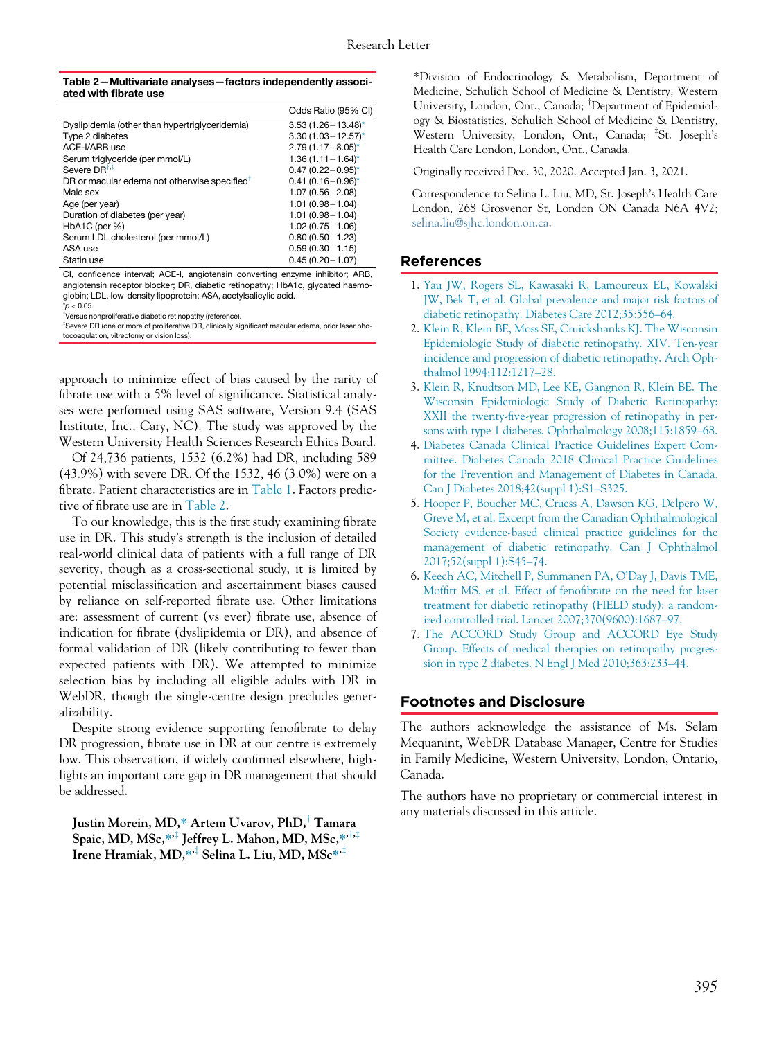**Table 2—Multivariate analyses—factors independently associated with fibrate use**

| | Odds Ratio (95% CI) |
|---|---|
| Dyslipidemia (other than hypertriglyceridemia) | 3.53 (1.26–13.48)* |
| Type 2 diabetes | 3.30 (1.03–12.57)* |
| ACE-I/ARB use | 2.79 (1.17–8.05)* |
| Serum triglyceride (per mmol/L) | 1.36 (1.11–1.64)* |
| Severe DR[†,‡] | 0.47 (0.22–0.95)* |
| DR or macular edema not otherwise specified[†] | 0.41 (0.16–0.96)* |
| Male sex | 1.07 (0.56–2.08) |
| Age (per year) | 1.01 (0.98–1.04) |
| Duration of diabetes (per year) | 1.01 (0.98–1.04) |
| HbA1C (per %) | 1.02 (0.75–1.06) |
| Serum LDL cholesterol (per mmol/L) | 0.80 (0.50–1.23) |
| ASA use | 0.59 (0.30–1.15) |
| Statin use | 0.45 (0.20–1.07) |

CI, confidence interval; ACE-I, angiotensin converting enzyme inhibitor; ARB, angiotensin receptor blocker; DR, diabetic retinopathy; HbA1c, glycated haemoglobin; LDL, low-density lipoprotein; ASA, acetylsalicylic acid.
*$p < 0.05$.
†Versus nonproliferative diabetic retinopathy (reference).
‡Severe DR (one or more of proliferative DR, clinically significant macular edema, prior laser photocoagulation, vitrectomy or vision loss).

approach to minimize effect of bias caused by the rarity of fibrate use with a 5% level of significance. Statistical analyses were performed using SAS software, Version 9.4 (SAS Institute, Inc., Cary, NC). The study was approved by the Western University Health Sciences Research Ethics Board.

Of 24,736 patients, 1532 (6.2%) had DR, including 589 (43.9%) with severe DR. Of the 1532, 46 (3.0%) were on a fibrate. Patient characteristics are in Table 1. Factors predictive of fibrate use are in Table 2.

To our knowledge, this is the first study examining fibrate use in DR. This study's strength is the inclusion of detailed real-world clinical data of patients with a full range of DR severity, though as a cross-sectional study, it is limited by potential misclassification and ascertainment biases caused by reliance on self-reported fibrate use. Other limitations are: assessment of current (vs ever) fibrate use, absence of indication for fibrate (dyslipidemia or DR), and absence of formal validation of DR (likely contributing to fewer than expected patients with DR). We attempted to minimize selection bias by including all eligible adults with DR in WebDR, though the single-centre design precludes generalizability.

Despite strong evidence supporting fenofibrate to delay DR progression, fibrate use in DR at our centre is extremely low. This observation, if widely confirmed elsewhere, highlights an important care gap in DR management that should be addressed.

**Justin Morein, MD,[*] Artem Uvarov, PhD,[†] Tamara Spaic, MD, MSc,[*,‡] Jeffrey L. Mahon, MD, MSc,[*,†,‡] Irene Hramiak, MD,[*,‡] Selina L. Liu, MD, MSc[*,‡]**

*Division of Endocrinology & Metabolism, Department of Medicine, Schulich School of Medicine & Dentistry, Western University, London, Ont., Canada; †Department of Epidemiology & Biostatistics, Schulich School of Medicine & Dentistry, Western University, London, Ont., Canada; ‡St. Joseph's Health Care London, London, Ont., Canada.

Originally received Dec. 30, 2020. Accepted Jan. 3, 2021.

Correspondence to Selina L. Liu, MD, St. Joseph's Health Care London, 268 Grosvenor St, London ON Canada N6A 4V2; selina.liu@sjhc.london.on.ca.

## References

1. Yau JW, Rogers SL, Kawasaki R, Lamoureux EL, Kowalski JW, Bek T, et al. Global prevalence and major risk factors of diabetic retinopathy. Diabetes Care 2012;35:556–64.
2. Klein R, Klein BE, Moss SE, Cruickshanks KJ. The Wisconsin Epidemiologic Study of diabetic retinopathy. XIV. Ten-year incidence and progression of diabetic retinopathy. Arch Ophthalmol 1994;112:1217–28.
3. Klein R, Knudtson MD, Lee KE, Gangnon R, Klein BE. The Wisconsin Epidemiologic Study of Diabetic Retinopathy: XXII the twenty-five-year progression of retinopathy in persons with type 1 diabetes. Ophthalmology 2008;115:1859–68.
4. Diabetes Canada Clinical Practice Guidelines Expert Committee. Diabetes Canada 2018 Clinical Practice Guidelines for the Prevention and Management of Diabetes in Canada. Can J Diabetes 2018;42(suppl 1):S1–S325.
5. Hooper P, Boucher MC, Cruess A, Dawson KG, Delpero W, Greve M, et al. Excerpt from the Canadian Ophthalmological Society evidence-based clinical practice guidelines for the management of diabetic retinopathy. Can J Ophthalmol 2017;52(suppl 1):S45–74.
6. Keech AC, Mitchell P, Summanen PA, O'Day J, Davis TME, Moffitt MS, et al. Effect of fenofibrate on the need for laser treatment for diabetic retinopathy (FIELD study): a randomized controlled trial. Lancet 2007;370(9600):1687–97.
7. The ACCORD Study Group and ACCORD Eye Study Group. Effects of medical therapies on retinopathy progression in type 2 diabetes. N Engl J Med 2010;363:233–44.

## Footnotes and Disclosure

The authors acknowledge the assistance of Ms. Selam Mequanint, WebDR Database Manager, Centre for Studies in Family Medicine, Western University, London, Ontario, Canada.

The authors have no proprietary or commercial interest in any materials discussed in this article.